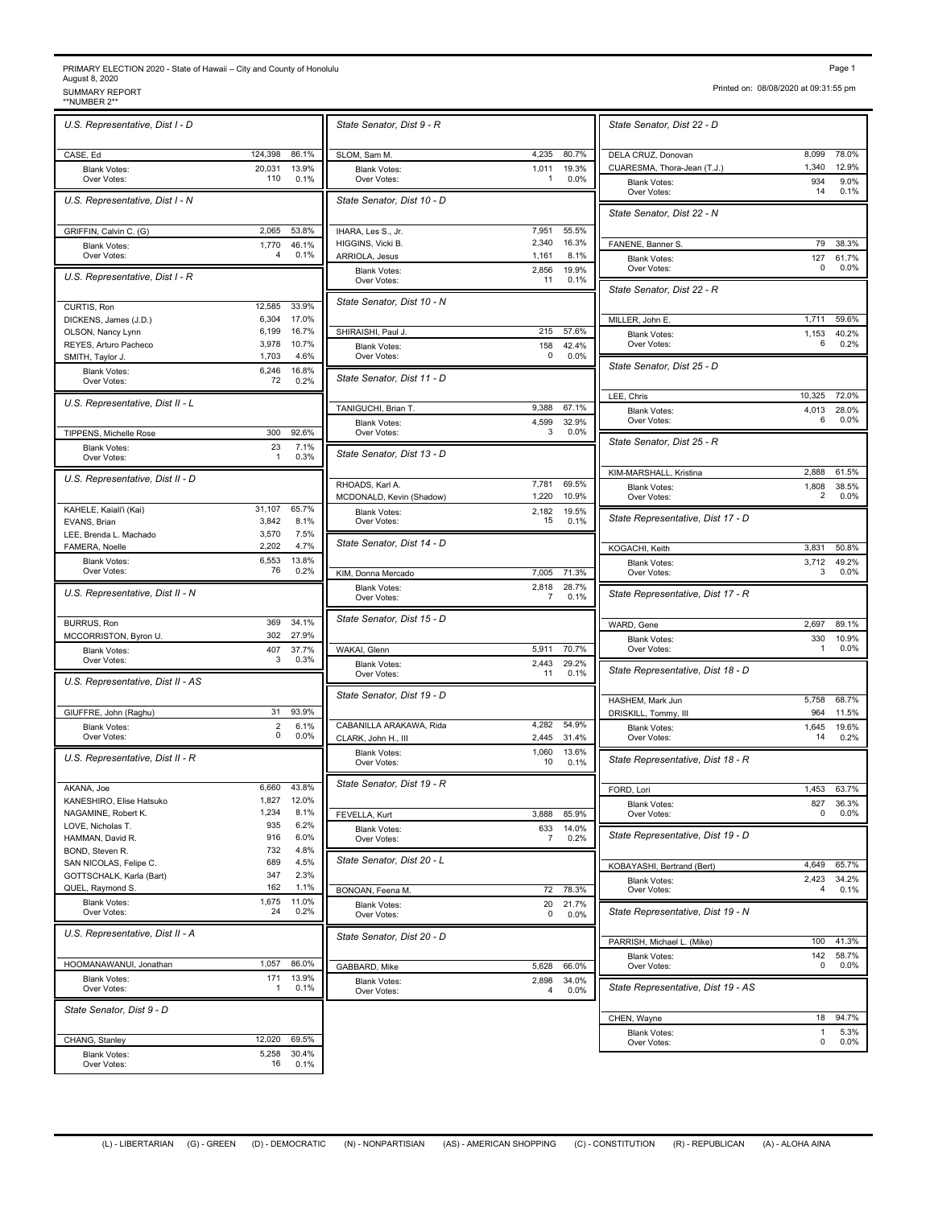PRIMARY ELECTION 2020 - State of Hawaii – City and County of Honolulu
August 8, 2020
SUMMARY REPORT
**NUMBER 2**

Printed on: 08/08/2020 at 09:31:55 pm

### U.S. Representative, Dist I - D

| Candidate | Votes | % |
|---|---|---|
| CASE, Ed | 124,398 | 86.1% |
| Blank Votes: | 20,031 | 13.9% |
| Over Votes: | 110 | 0.1% |

### U.S. Representative, Dist I - N

| Candidate | Votes | % |
|---|---|---|
| GRIFFIN, Calvin C. (G) | 2,065 | 53.8% |
| Blank Votes: | 1,770 | 46.1% |
| Over Votes: | 4 | 0.1% |

### U.S. Representative, Dist I - R

| Candidate | Votes | % |
|---|---|---|
| CURTIS, Ron | 12,585 | 33.9% |
| DICKENS, James (J.D.) | 6,304 | 17.0% |
| OLSON, Nancy Lynn | 6,199 | 16.7% |
| REYES, Arturo Pacheco | 3,978 | 10.7% |
| SMITH, Taylor J. | 1,703 | 4.6% |
| Blank Votes: | 6,246 | 16.8% |
| Over Votes: | 72 | 0.2% |

### U.S. Representative, Dist II - L

| Candidate | Votes | % |
|---|---|---|
| TIPPENS, Michelle Rose | 300 | 92.6% |
| Blank Votes: | 23 | 7.1% |
| Over Votes: | 1 | 0.3% |

### U.S. Representative, Dist II - D

| Candidate | Votes | % |
|---|---|---|
| KAHELE, Kaiali'i (Kai) | 31,107 | 65.7% |
| EVANS, Brian | 3,842 | 8.1% |
| LEE, Brenda L. Machado | 3,570 | 7.5% |
| FAMERA, Noelle | 2,202 | 4.7% |
| Blank Votes: | 6,553 | 13.8% |
| Over Votes: | 76 | 0.2% |

### U.S. Representative, Dist II - N

| Candidate | Votes | % |
|---|---|---|
| BURRUS, Ron | 369 | 34.1% |
| MCCORRISTON, Byron U. | 302 | 27.9% |
| Blank Votes: | 407 | 37.7% |
| Over Votes: | 3 | 0.3% |

### U.S. Representative, Dist II - AS

| Candidate | Votes | % |
|---|---|---|
| GIUFFRE, John (Raghu) | 31 | 93.9% |
| Blank Votes: | 2 | 6.1% |
| Over Votes: | 0 | 0.0% |

### U.S. Representative, Dist II - R

| Candidate | Votes | % |
|---|---|---|
| AKANA, Joe | 6,660 | 43.8% |
| KANESHIRO, Elise Hatsuko | 1,827 | 12.0% |
| NAGAMINE, Robert K. | 1,234 | 8.1% |
| LOVE, Nicholas T. | 935 | 6.2% |
| HAMMAN, David R. | 916 | 6.0% |
| BOND, Steven R. | 732 | 4.8% |
| SAN NICOLAS, Felipe C. | 689 | 4.5% |
| GOTTSCHALK, Karla (Bart) | 347 | 2.3% |
| QUEL, Raymond S. | 162 | 1.1% |
| Blank Votes: | 1,675 | 11.0% |
| Over Votes: | 24 | 0.2% |

### U.S. Representative, Dist II - A

| Candidate | Votes | % |
|---|---|---|
| HOOMANAWANUI, Jonathan | 1,057 | 86.0% |
| Blank Votes: | 171 | 13.9% |
| Over Votes: | 1 | 0.1% |

### State Senator, Dist 9 - D

| Candidate | Votes | % |
|---|---|---|
| CHANG, Stanley | 12,020 | 69.5% |
| Blank Votes: | 5,258 | 30.4% |
| Over Votes: | 16 | 0.1% |

### State Senator, Dist 9 - R

| Candidate | Votes | % |
|---|---|---|
| SLOM, Sam M. | 4,235 | 80.7% |
| Blank Votes: | 1,011 | 19.3% |
| Over Votes: | 1 | 0.0% |

### State Senator, Dist 10 - D

| Candidate | Votes | % |
|---|---|---|
| IHARA, Les S., Jr. | 7,951 | 55.5% |
| HIGGINS, Vicki B. | 2,340 | 16.3% |
| ARRIOLA, Jesus | 1,161 | 8.1% |
| Blank Votes: | 2,856 | 19.9% |
| Over Votes: | 11 | 0.1% |

### State Senator, Dist 10 - N

| Candidate | Votes | % |
|---|---|---|
| SHIRAISHI, Paul J. | 215 | 57.6% |
| Blank Votes: | 158 | 42.4% |
| Over Votes: | 0 | 0.0% |

### State Senator, Dist 11 - D

| Candidate | Votes | % |
|---|---|---|
| TANIGUCHI, Brian T. | 9,388 | 67.1% |
| Blank Votes: | 4,599 | 32.9% |
| Over Votes: | 3 | 0.0% |

### State Senator, Dist 13 - D

| Candidate | Votes | % |
|---|---|---|
| RHOADS, Karl A. | 7,781 | 69.5% |
| MCDONALD, Kevin (Shadow) | 1,220 | 10.9% |
| Blank Votes: | 2,182 | 19.5% |
| Over Votes: | 15 | 0.1% |

### State Senator, Dist 14 - D

| Candidate | Votes | % |
|---|---|---|
| KIM, Donna Mercado | 7,005 | 71.3% |
| Blank Votes: | 2,818 | 28.7% |
| Over Votes: | 7 | 0.1% |

### State Senator, Dist 15 - D

| Candidate | Votes | % |
|---|---|---|
| WAKAI, Glenn | 5,911 | 70.7% |
| Blank Votes: | 2,443 | 29.2% |
| Over Votes: | 11 | 0.1% |

### State Senator, Dist 19 - D

| Candidate | Votes | % |
|---|---|---|
| CABANILLA ARAKAWA, Rida | 4,282 | 54.9% |
| CLARK, John H., III | 2,445 | 31.4% |
| Blank Votes: | 1,060 | 13.6% |
| Over Votes: | 10 | 0.1% |

### State Senator, Dist 19 - R

| Candidate | Votes | % |
|---|---|---|
| FEVELLA, Kurt | 3,888 | 85.9% |
| Blank Votes: | 633 | 14.0% |
| Over Votes: | 7 | 0.2% |

### State Senator, Dist 20 - L

| Candidate | Votes | % |
|---|---|---|
| BONOAN, Feena M. | 72 | 78.3% |
| Blank Votes: | 20 | 21.7% |
| Over Votes: | 0 | 0.0% |

### State Senator, Dist 20 - D

| Candidate | Votes | % |
|---|---|---|
| GABBARD, Mike | 5,628 | 66.0% |
| Blank Votes: | 2,898 | 34.0% |
| Over Votes: | 4 | 0.0% |

### State Senator, Dist 22 - D

| Candidate | Votes | % |
|---|---|---|
| DELA CRUZ, Donovan | 8,099 | 78.0% |
| CUARESMA, Thora-Jean (T.J.) | 1,340 | 12.9% |
| Blank Votes: | 934 | 9.0% |
| Over Votes: | 14 | 0.1% |

### State Senator, Dist 22 - N

| Candidate | Votes | % |
|---|---|---|
| FANENE, Banner S. | 79 | 38.3% |
| Blank Votes: | 127 | 61.7% |
| Over Votes: | 0 | 0.0% |

### State Senator, Dist 22 - R

| Candidate | Votes | % |
|---|---|---|
| MILLER, John E. | 1,711 | 59.6% |
| Blank Votes: | 1,153 | 40.2% |
| Over Votes: | 6 | 0.2% |

### State Senator, Dist 25 - D

| Candidate | Votes | % |
|---|---|---|
| LEE, Chris | 10,325 | 72.0% |
| Blank Votes: | 4,013 | 28.0% |
| Over Votes: | 6 | 0.0% |

### State Senator, Dist 25 - R

| Candidate | Votes | % |
|---|---|---|
| KIM-MARSHALL, Kristina | 2,888 | 61.5% |
| Blank Votes: | 1,808 | 38.5% |
| Over Votes: | 2 | 0.0% |

### State Representative, Dist 17 - D

| Candidate | Votes | % |
|---|---|---|
| KOGACHI, Keith | 3,831 | 50.8% |
| Blank Votes: | 3,712 | 49.2% |
| Over Votes: | 3 | 0.0% |

### State Representative, Dist 17 - R

| Candidate | Votes | % |
|---|---|---|
| WARD, Gene | 2,697 | 89.1% |
| Blank Votes: | 330 | 10.9% |
| Over Votes: | 1 | 0.0% |

### State Representative, Dist 18 - D

| Candidate | Votes | % |
|---|---|---|
| HASHEM, Mark Jun | 5,758 | 68.7% |
| DRISKILL, Tommy, III | 964 | 11.5% |
| Blank Votes: | 1,645 | 19.6% |
| Over Votes: | 14 | 0.2% |

### State Representative, Dist 18 - R

| Candidate | Votes | % |
|---|---|---|
| FORD, Lori | 1,453 | 63.7% |
| Blank Votes: | 827 | 36.3% |
| Over Votes: | 0 | 0.0% |

### State Representative, Dist 19 - D

| Candidate | Votes | % |
|---|---|---|
| KOBAYASHI, Bertrand (Bert) | 4,649 | 65.7% |
| Blank Votes: | 2,423 | 34.2% |
| Over Votes: | 4 | 0.1% |

### State Representative, Dist 19 - N

| Candidate | Votes | % |
|---|---|---|
| PARRISH, Michael L. (Mike) | 100 | 41.3% |
| Blank Votes: | 142 | 58.7% |
| Over Votes: | 0 | 0.0% |

### State Representative, Dist 19 - AS

| Candidate | Votes | % |
|---|---|---|
| CHEN, Wayne | 18 | 94.7% |
| Blank Votes: | 1 | 5.3% |
| Over Votes: | 0 | 0.0% |

(L) - LIBERTARIAN (G) - GREEN (D) - DEMOCRATIC (N) - NONPARTISIAN (AS) - AMERICAN SHOPPING (C) - CONSTITUTION (R) - REPUBLICAN (A) - ALOHA AINA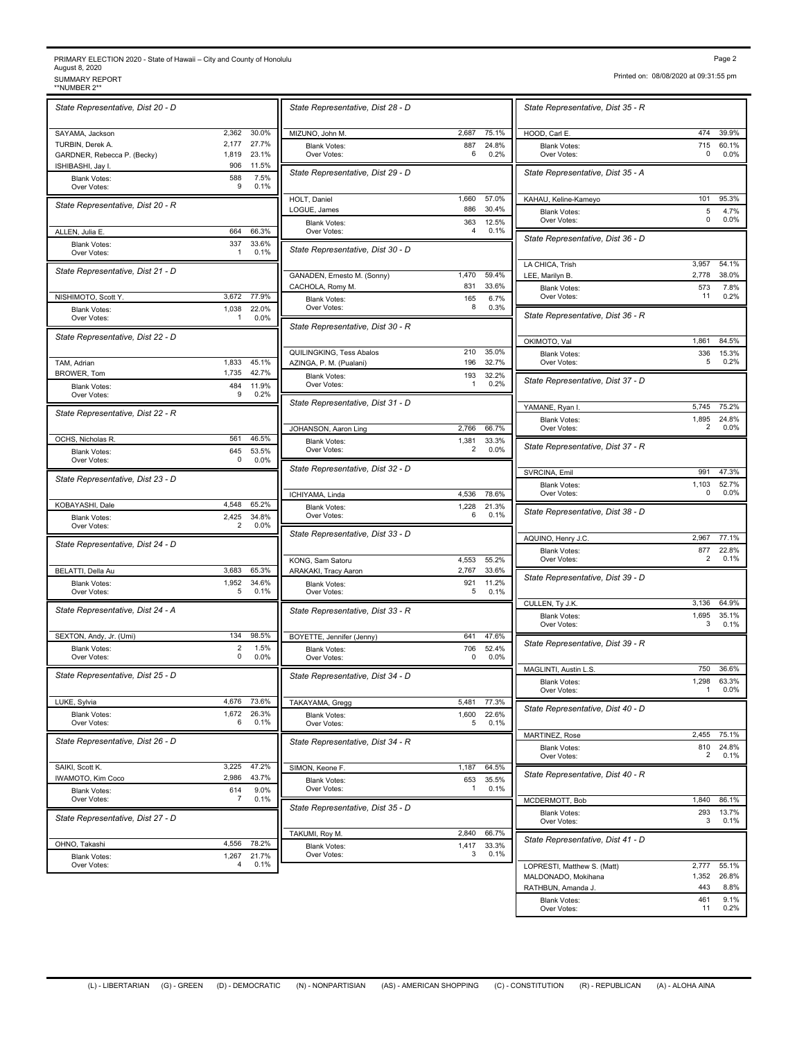PRIMARY ELECTION 2020 - State of Hawaii – City and County of Honolulu
August 8, 2020
SUMMARY REPORT
**NUMBER 2**

Printed on: 08/08/2020 at 09:31:55 pm

### State Representative, Dist 20 - D

| Candidate | Votes | Percent |
|---|---|---|
| SAYAMA, Jackson | 2,362 | 30.0% |
| TURBIN, Derek A. | 2,177 | 27.7% |
| GARDNER, Rebecca P. (Becky) | 1,819 | 23.1% |
| ISHIBASHI, Jay I. | 906 | 11.5% |
| Blank Votes: | 588 | 7.5% |
| Over Votes: | 9 | 0.1% |

### State Representative, Dist 20 - R

| Candidate | Votes | Percent |
|---|---|---|
| ALLEN, Julia E. | 664 | 66.3% |
| Blank Votes: | 337 | 33.6% |
| Over Votes: | 1 | 0.1% |

### State Representative, Dist 21 - D

| Candidate | Votes | Percent |
|---|---|---|
| NISHIMOTO, Scott Y. | 3,672 | 77.9% |
| Blank Votes: | 1,038 | 22.0% |
| Over Votes: | 1 | 0.0% |

### State Representative, Dist 22 - D

| Candidate | Votes | Percent |
|---|---|---|
| TAM, Adrian | 1,833 | 45.1% |
| BROWER, Tom | 1,735 | 42.7% |
| Blank Votes: | 484 | 11.9% |
| Over Votes: | 9 | 0.2% |

### State Representative, Dist 22 - R

| Candidate | Votes | Percent |
|---|---|---|
| OCHS, Nicholas R. | 561 | 46.5% |
| Blank Votes: | 645 | 53.5% |
| Over Votes: | 0 | 0.0% |

### State Representative, Dist 23 - D

| Candidate | Votes | Percent |
|---|---|---|
| KOBAYASHI, Dale | 4,548 | 65.2% |
| Blank Votes: | 2,425 | 34.8% |
| Over Votes: | 2 | 0.0% |

### State Representative, Dist 24 - D

| Candidate | Votes | Percent |
|---|---|---|
| BELATTI, Della Au | 3,683 | 65.3% |
| Blank Votes: | 1,952 | 34.6% |
| Over Votes: | 5 | 0.1% |

### State Representative, Dist 24 - A

| Candidate | Votes | Percent |
|---|---|---|
| SEXTON, Andy, Jr. (Umi) | 134 | 98.5% |
| Blank Votes: | 2 | 1.5% |
| Over Votes: | 0 | 0.0% |

### State Representative, Dist 25 - D

| Candidate | Votes | Percent |
|---|---|---|
| LUKE, Sylvia | 4,676 | 73.6% |
| Blank Votes: | 1,672 | 26.3% |
| Over Votes: | 6 | 0.1% |

### State Representative, Dist 26 - D

| Candidate | Votes | Percent |
|---|---|---|
| SAIKI, Scott K. | 3,225 | 47.2% |
| IWAMOTO, Kim Coco | 2,986 | 43.7% |
| Blank Votes: | 614 | 9.0% |
| Over Votes: | 7 | 0.1% |

### State Representative, Dist 27 - D

| Candidate | Votes | Percent |
|---|---|---|
| OHNO, Takashi | 4,556 | 78.2% |
| Blank Votes: | 1,267 | 21.7% |
| Over Votes: | 4 | 0.1% |

### State Representative, Dist 28 - D

| Candidate | Votes | Percent |
|---|---|---|
| MIZUNO, John M. | 2,687 | 75.1% |
| Blank Votes: | 887 | 24.8% |
| Over Votes: | 6 | 0.2% |

### State Representative, Dist 29 - D

| Candidate | Votes | Percent |
|---|---|---|
| HOLT, Daniel | 1,660 | 57.0% |
| LOGUE, James | 886 | 30.4% |
| Blank Votes: | 363 | 12.5% |
| Over Votes: | 4 | 0.1% |

### State Representative, Dist 30 - D

| Candidate | Votes | Percent |
|---|---|---|
| GANADEN, Ernesto M. (Sonny) | 1,470 | 59.4% |
| CACHOLA, Romy M. | 831 | 33.6% |
| Blank Votes: | 165 | 6.7% |
| Over Votes: | 8 | 0.3% |

### State Representative, Dist 30 - R

| Candidate | Votes | Percent |
|---|---|---|
| QUILINGKING, Tess Abalos | 210 | 35.0% |
| AZINGA, P. M. (Pualani) | 196 | 32.7% |
| Blank Votes: | 193 | 32.2% |
| Over Votes: | 1 | 0.2% |

### State Representative, Dist 31 - D

| Candidate | Votes | Percent |
|---|---|---|
| JOHANSON, Aaron Ling | 2,766 | 66.7% |
| Blank Votes: | 1,381 | 33.3% |
| Over Votes: | 2 | 0.0% |

### State Representative, Dist 32 - D

| Candidate | Votes | Percent |
|---|---|---|
| ICHIYAMA, Linda | 4,536 | 78.6% |
| Blank Votes: | 1,228 | 21.3% |
| Over Votes: | 6 | 0.1% |

### State Representative, Dist 33 - D

| Candidate | Votes | Percent |
|---|---|---|
| KONG, Sam Satoru | 4,553 | 55.2% |
| ARAKAKI, Tracy Aaron | 2,767 | 33.6% |
| Blank Votes: | 921 | 11.2% |
| Over Votes: | 5 | 0.1% |

### State Representative, Dist 33 - R

| Candidate | Votes | Percent |
|---|---|---|
| BOYETTE, Jennifer (Jenny) | 641 | 47.6% |
| Blank Votes: | 706 | 52.4% |
| Over Votes: | 0 | 0.0% |

### State Representative, Dist 34 - D

| Candidate | Votes | Percent |
|---|---|---|
| TAKAYAMA, Gregg | 5,481 | 77.3% |
| Blank Votes: | 1,600 | 22.6% |
| Over Votes: | 5 | 0.1% |

### State Representative, Dist 34 - R

| Candidate | Votes | Percent |
|---|---|---|
| SIMON, Keone F. | 1,187 | 64.5% |
| Blank Votes: | 653 | 35.5% |
| Over Votes: | 1 | 0.1% |

### State Representative, Dist 35 - D

| Candidate | Votes | Percent |
|---|---|---|
| TAKUMI, Roy M. | 2,840 | 66.7% |
| Blank Votes: | 1,417 | 33.3% |
| Over Votes: | 3 | 0.1% |

### State Representative, Dist 35 - R

| Candidate | Votes | Percent |
|---|---|---|
| HOOD, Carl E. | 474 | 39.9% |
| Blank Votes: | 715 | 60.1% |
| Over Votes: | 0 | 0.0% |

### State Representative, Dist 35 - A

| Candidate | Votes | Percent |
|---|---|---|
| KAHAU, Keline-Kameyo | 101 | 95.3% |
| Blank Votes: | 5 | 4.7% |
| Over Votes: | 0 | 0.0% |

### State Representative, Dist 36 - D

| Candidate | Votes | Percent |
|---|---|---|
| LA CHICA, Trish | 3,957 | 54.1% |
| LEE, Marilyn B. | 2,778 | 38.0% |
| Blank Votes: | 573 | 7.8% |
| Over Votes: | 11 | 0.2% |

### State Representative, Dist 36 - R

| Candidate | Votes | Percent |
|---|---|---|
| OKIMOTO, Val | 1,861 | 84.5% |
| Blank Votes: | 336 | 15.3% |
| Over Votes: | 5 | 0.2% |

### State Representative, Dist 37 - D

| Candidate | Votes | Percent |
|---|---|---|
| YAMANE, Ryan I. | 5,745 | 75.2% |
| Blank Votes: | 1,895 | 24.8% |
| Over Votes: | 2 | 0.0% |

### State Representative, Dist 37 - R

| Candidate | Votes | Percent |
|---|---|---|
| SVRCINA, Emil | 991 | 47.3% |
| Blank Votes: | 1,103 | 52.7% |
| Over Votes: | 0 | 0.0% |

### State Representative, Dist 38 - D

| Candidate | Votes | Percent |
|---|---|---|
| AQUINO, Henry J.C. | 2,967 | 77.1% |
| Blank Votes: | 877 | 22.8% |
| Over Votes: | 2 | 0.1% |

### State Representative, Dist 39 - D

| Candidate | Votes | Percent |
|---|---|---|
| CULLEN, Ty J.K. | 3,136 | 64.9% |
| Blank Votes: | 1,695 | 35.1% |
| Over Votes: | 3 | 0.1% |

### State Representative, Dist 39 - R

| Candidate | Votes | Percent |
|---|---|---|
| MAGLINTI, Austin L.S. | 750 | 36.6% |
| Blank Votes: | 1,298 | 63.3% |
| Over Votes: | 1 | 0.0% |

### State Representative, Dist 40 - D

| Candidate | Votes | Percent |
|---|---|---|
| MARTINEZ, Rose | 2,455 | 75.1% |
| Blank Votes: | 810 | 24.8% |
| Over Votes: | 2 | 0.1% |

### State Representative, Dist 40 - R

| Candidate | Votes | Percent |
|---|---|---|
| MCDERMOTT, Bob | 1,840 | 86.1% |
| Blank Votes: | 293 | 13.7% |
| Over Votes: | 3 | 0.1% |

### State Representative, Dist 41 - D

| Candidate | Votes | Percent |
|---|---|---|
| LOPRESTI, Matthew S. (Matt) | 2,777 | 55.1% |
| MALDONADO, Mokihana | 1,352 | 26.8% |
| RATHBUN, Amanda J. | 443 | 8.8% |
| Blank Votes: | 461 | 9.1% |
| Over Votes: | 11 | 0.2% |

(L) - LIBERTARIAN (G) - GREEN (D) - DEMOCRATIC (N) - NONPARTISIAN (AS) - AMERICAN SHOPPING (C) - CONSTITUTION (R) - REPUBLICAN (A) - ALOHA AINA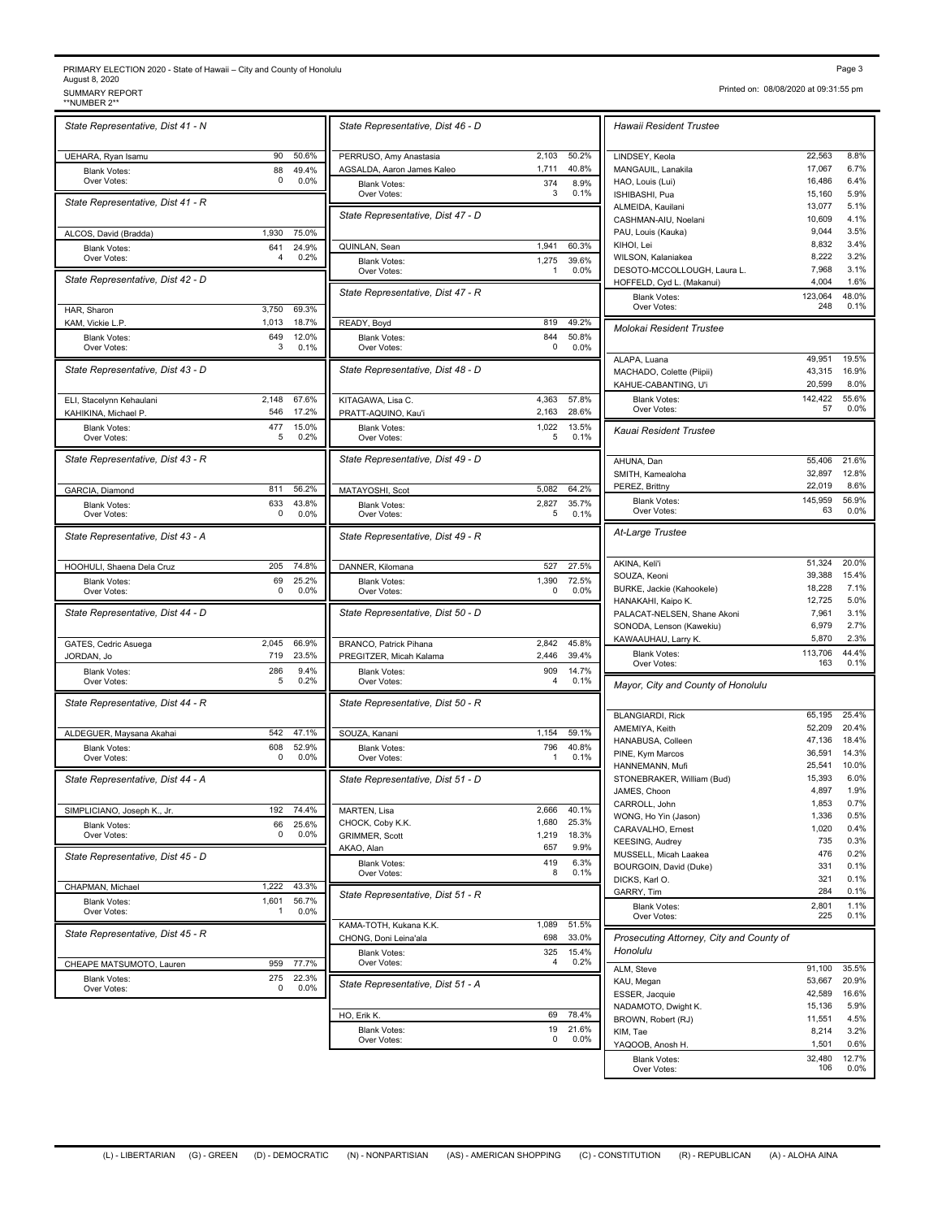PRIMARY ELECTION 2020 - State of Hawaii – City and County of Honolulu
August 8, 2020
SUMMARY REPORT
**NUMBER 2**

Printed on: 08/08/2020 at 09:31:55 pm

### State Representative, Dist 41 - N

| Candidate | Votes | % |
|---|---|---|
| UEHARA, Ryan Isamu | 90 | 50.6% |
| Blank Votes: | 88 | 49.4% |
| Over Votes: | 0 | 0.0% |

### State Representative, Dist 41 - R

| Candidate | Votes | % |
|---|---|---|
| ALCOS, David (Bradda) | 1,930 | 75.0% |
| Blank Votes: | 641 | 24.9% |
| Over Votes: | 4 | 0.2% |

### State Representative, Dist 42 - D

| Candidate | Votes | % |
|---|---|---|
| HAR, Sharon | 3,750 | 69.3% |
| KAM, Vickie L.P. | 1,013 | 18.7% |
| Blank Votes: | 649 | 12.0% |
| Over Votes: | 3 | 0.1% |

### State Representative, Dist 43 - D

| Candidate | Votes | % |
|---|---|---|
| ELI, Stacelynn Kehaulani | 2,148 | 67.6% |
| KAHIKINA, Michael P. | 546 | 17.2% |
| Blank Votes: | 477 | 15.0% |
| Over Votes: | 5 | 0.2% |

### State Representative, Dist 43 - R

| Candidate | Votes | % |
|---|---|---|
| GARCIA, Diamond | 811 | 56.2% |
| Blank Votes: | 633 | 43.8% |
| Over Votes: | 0 | 0.0% |

### State Representative, Dist 43 - A

| Candidate | Votes | % |
|---|---|---|
| HOOHULI, Shaena Dela Cruz | 205 | 74.8% |
| Blank Votes: | 69 | 25.2% |
| Over Votes: | 0 | 0.0% |

### State Representative, Dist 44 - D

| Candidate | Votes | % |
|---|---|---|
| GATES, Cedric Asuega | 2,045 | 66.9% |
| JORDAN, Jo | 719 | 23.5% |
| Blank Votes: | 286 | 9.4% |
| Over Votes: | 5 | 0.2% |

### State Representative, Dist 44 - R

| Candidate | Votes | % |
|---|---|---|
| ALDEGUER, Maysana Akahai | 542 | 47.1% |
| Blank Votes: | 608 | 52.9% |
| Over Votes: | 0 | 0.0% |

### State Representative, Dist 44 - A

| Candidate | Votes | % |
|---|---|---|
| SIMPLICIANO, Joseph K., Jr. | 192 | 74.4% |
| Blank Votes: | 66 | 25.6% |
| Over Votes: | 0 | 0.0% |

### State Representative, Dist 45 - D

| Candidate | Votes | % |
|---|---|---|
| CHAPMAN, Michael | 1,222 | 43.3% |
| Blank Votes: | 1,601 | 56.7% |
| Over Votes: | 1 | 0.0% |

### State Representative, Dist 45 - R

| Candidate | Votes | % |
|---|---|---|
| CHEAPE MATSUMOTO, Lauren | 959 | 77.7% |
| Blank Votes: | 275 | 22.3% |
| Over Votes: | 0 | 0.0% |

### State Representative, Dist 46 - D

| Candidate | Votes | % |
|---|---|---|
| PERRUSO, Amy Anastasia | 2,103 | 50.2% |
| AGSALDA, Aaron James Kaleo | 1,711 | 40.8% |
| Blank Votes: | 374 | 8.9% |
| Over Votes: | 3 | 0.1% |

### State Representative, Dist 47 - D

| Candidate | Votes | % |
|---|---|---|
| QUINLAN, Sean | 1,941 | 60.3% |
| Blank Votes: | 1,275 | 39.6% |
| Over Votes: | 1 | 0.0% |

### State Representative, Dist 47 - R

| Candidate | Votes | % |
|---|---|---|
| READY, Boyd | 819 | 49.2% |
| Blank Votes: | 844 | 50.8% |
| Over Votes: | 0 | 0.0% |

### State Representative, Dist 48 - D

| Candidate | Votes | % |
|---|---|---|
| KITAGAWA, Lisa C. | 4,363 | 57.8% |
| PRATT-AQUINO, Kau'i | 2,163 | 28.6% |
| Blank Votes: | 1,022 | 13.5% |
| Over Votes: | 5 | 0.1% |

### State Representative, Dist 49 - D

| Candidate | Votes | % |
|---|---|---|
| MATAYOSHI, Scot | 5,082 | 64.2% |
| Blank Votes: | 2,827 | 35.7% |
| Over Votes: | 5 | 0.1% |

### State Representative, Dist 49 - R

| Candidate | Votes | % |
|---|---|---|
| DANNER, Kilomana | 527 | 27.5% |
| Blank Votes: | 1,390 | 72.5% |
| Over Votes: | 0 | 0.0% |

### State Representative, Dist 50 - D

| Candidate | Votes | % |
|---|---|---|
| BRANCO, Patrick Pihana | 2,842 | 45.8% |
| PREGITZER, Micah Kalama | 2,446 | 39.4% |
| Blank Votes: | 909 | 14.7% |
| Over Votes: | 4 | 0.1% |

### State Representative, Dist 50 - R

| Candidate | Votes | % |
|---|---|---|
| SOUZA, Kanani | 1,154 | 59.1% |
| Blank Votes: | 796 | 40.8% |
| Over Votes: | 1 | 0.1% |

### State Representative, Dist 51 - D

| Candidate | Votes | % |
|---|---|---|
| MARTEN, Lisa | 2,666 | 40.1% |
| CHOCK, Coby K.K. | 1,680 | 25.3% |
| GRIMMER, Scott | 1,219 | 18.3% |
| AKAO, Alan | 657 | 9.9% |
| Blank Votes: | 419 | 6.3% |
| Over Votes: | 8 | 0.1% |

### State Representative, Dist 51 - R

| Candidate | Votes | % |
|---|---|---|
| KAMA-TOTH, Kukana K.K. | 1,089 | 51.5% |
| CHONG, Doni Leina'ala | 698 | 33.0% |
| Blank Votes: | 325 | 15.4% |
| Over Votes: | 4 | 0.2% |

### State Representative, Dist 51 - A

| Candidate | Votes | % |
|---|---|---|
| HO, Erik K. | 69 | 78.4% |
| Blank Votes: | 19 | 21.6% |
| Over Votes: | 0 | 0.0% |

### Hawaii Resident Trustee

| Candidate | Votes | % |
|---|---|---|
| LINDSEY, Keola | 22,563 | 8.8% |
| MANGAUIL, Lanakila | 17,067 | 6.7% |
| HAO, Louis (Lui) | 16,486 | 6.4% |
| ISHIBASHI, Pua | 15,160 | 5.9% |
| ALMEIDA, Kauilani | 13,077 | 5.1% |
| CASHMAN-AIU, Noelani | 10,609 | 4.1% |
| PAU, Louis (Kauka) | 9,044 | 3.5% |
| KIHOI, Lei | 8,832 | 3.4% |
| WILSON, Kalaniakea | 8,222 | 3.2% |
| DESOTO-MCCOLLOUGH, Laura L. | 7,968 | 3.1% |
| HOFFELD, Cyd L. (Makanui) | 4,004 | 1.6% |
| Blank Votes: | 123,064 | 48.0% |
| Over Votes: | 248 | 0.1% |

### Molokai Resident Trustee

| Candidate | Votes | % |
|---|---|---|
| ALAPA, Luana | 49,951 | 19.5% |
| MACHADO, Colette (Piipii) | 43,315 | 16.9% |
| KAHUE-CABANTING, U'i | 20,599 | 8.0% |
| Blank Votes: | 142,422 | 55.6% |
| Over Votes: | 57 | 0.0% |

### Kauai Resident Trustee

| Candidate | Votes | % |
|---|---|---|
| AHUNA, Dan | 55,406 | 21.6% |
| SMITH, Kamealoha | 32,897 | 12.8% |
| PEREZ, Brittny | 22,019 | 8.6% |
| Blank Votes: | 145,959 | 56.9% |
| Over Votes: | 63 | 0.0% |

### At-Large Trustee

| Candidate | Votes | % |
|---|---|---|
| AKINA, Keli'i | 51,324 | 20.0% |
| SOUZA, Keoni | 39,388 | 15.4% |
| BURKE, Jackie (Kahookele) | 18,228 | 7.1% |
| HANAKAHI, Kaipo K. | 12,725 | 5.0% |
| PALACAT-NELSEN, Shane Akoni | 7,961 | 3.1% |
| SONODA, Lenson (Kawekiu) | 6,979 | 2.7% |
| KAWAAUHAU, Larry K. | 5,870 | 2.3% |
| Blank Votes: | 113,706 | 44.4% |
| Over Votes: | 163 | 0.1% |

### Mayor, City and County of Honolulu

| Candidate | Votes | % |
|---|---|---|
| BLANGIARDI, Rick | 65,195 | 25.4% |
| AMEMIYA, Keith | 52,209 | 20.4% |
| HANABUSA, Colleen | 47,136 | 18.4% |
| PINE, Kym Marcos | 36,591 | 14.3% |
| HANNEMANN, Mufi | 25,541 | 10.0% |
| STONEBRAKER, William (Bud) | 15,393 | 6.0% |
| JAMES, Choon | 4,897 | 1.9% |
| CARROLL, John | 1,853 | 0.7% |
| WONG, Ho Yin (Jason) | 1,336 | 0.5% |
| CARAVALHO, Ernest | 1,020 | 0.4% |
| KEESING, Audrey | 735 | 0.3% |
| MUSSELL, Micah Laakea | 476 | 0.2% |
| BOURGOIN, David (Duke) | 331 | 0.1% |
| DICKS, Karl O. | 321 | 0.1% |
| GARRY, Tim | 284 | 0.1% |
| Blank Votes: | 2,801 | 1.1% |
| Over Votes: | 225 | 0.1% |

### Prosecuting Attorney, City and County of Honolulu

| Candidate | Votes | % |
|---|---|---|
| ALM, Steve | 91,100 | 35.5% |
| KAU, Megan | 53,667 | 20.9% |
| ESSER, Jacquie | 42,589 | 16.6% |
| NADAMOTO, Dwight K. | 15,136 | 5.9% |
| BROWN, Robert (RJ) | 11,551 | 4.5% |
| KIM, Tae | 8,214 | 3.2% |
| YAQOOB, Anosh H. | 1,501 | 0.6% |
| Blank Votes: | 32,480 | 12.7% |
| Over Votes: | 106 | 0.0% |

(L) - LIBERTARIAN (G) - GREEN (D) - DEMOCRATIC (N) - NONPARTISIAN (AS) - AMERICAN SHOPPING (C) - CONSTITUTION (R) - REPUBLICAN (A) - ALOHA AINA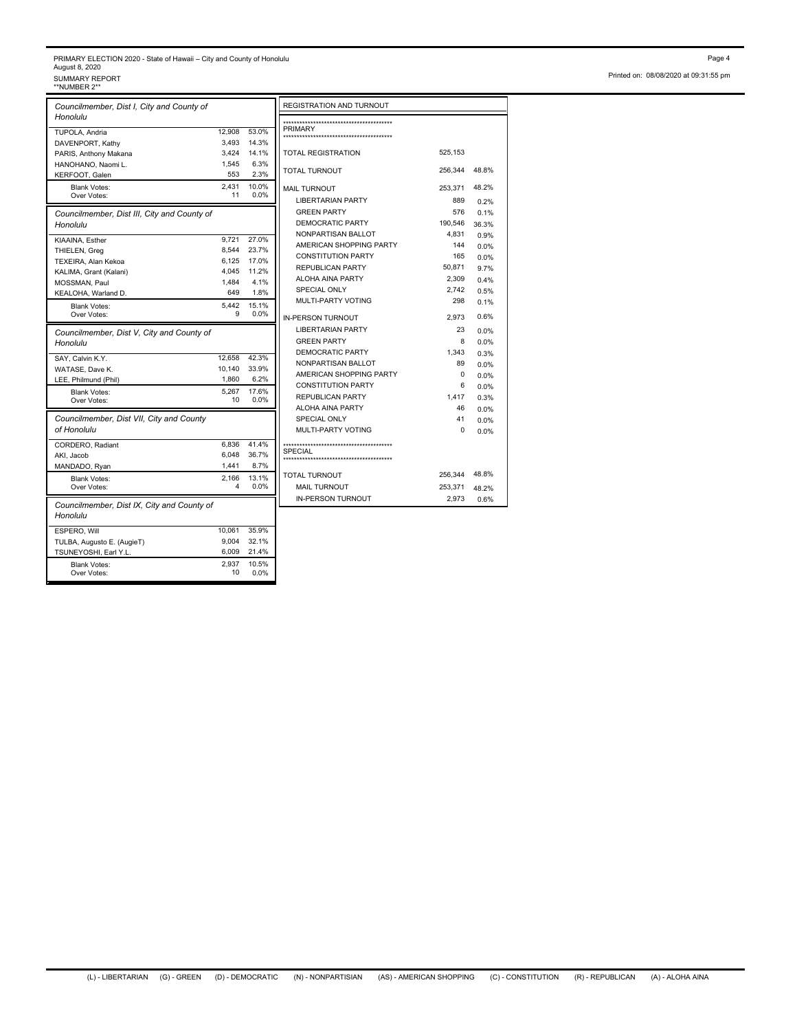PRIMARY ELECTION 2020 - State of Hawaii – City and County of Honolulu
August 8, 2020
SUMMARY REPORT
**NUMBER 2**

Printed on: 08/08/2020 at 09:31:55 pm

### *Councilmember, Dist I, City and County of Honolulu*

| | | |
|---|---|---|
| TUPOLA, Andria | 12,908 | 53.0% |
| DAVENPORT, Kathy | 3,493 | 14.3% |
| PARIS, Anthony Makana | 3,424 | 14.1% |
| HANOHANO, Naomi L. | 1,545 | 6.3% |
| KERFOOT, Galen | 553 | 2.3% |
| Blank Votes: | 2,431 | 10.0% |
| Over Votes: | 11 | 0.0% |

### *Councilmember, Dist III, City and County of Honolulu*

| | | |
|---|---|---|
| KIAAINA, Esther | 9,721 | 27.0% |
| THIELEN, Greg | 8,544 | 23.7% |
| TEXEIRA, Alan Kekoa | 6,125 | 17.0% |
| KALIMA, Grant (Kalani) | 4,045 | 11.2% |
| MOSSMAN, Paul | 1,484 | 4.1% |
| KEALOHA, Warland D. | 649 | 1.8% |
| Blank Votes: | 5,442 | 15.1% |
| Over Votes: | 9 | 0.0% |

### *Councilmember, Dist V, City and County of Honolulu*

| | | |
|---|---|---|
| SAY, Calvin K.Y. | 12,658 | 42.3% |
| WATASE, Dave K. | 10,140 | 33.9% |
| LEE, Philmund (Phil) | 1,860 | 6.2% |
| Blank Votes: | 5,267 | 17.6% |
| Over Votes: | 10 | 0.0% |

### *Councilmember, Dist VII, City and County of Honolulu*

| | | |
|---|---|---|
| CORDERO, Radiant | 6,836 | 41.4% |
| AKI, Jacob | 6,048 | 36.7% |
| MANDADO, Ryan | 1,441 | 8.7% |
| Blank Votes: | 2,166 | 13.1% |
| Over Votes: | 4 | 0.0% |

### *Councilmember, Dist IX, City and County of Honolulu*

| | | |
|---|---|---|
| ESPERO, Will | 10,061 | 35.9% |
| TULBA, Augusto E. (AugieT) | 9,004 | 32.1% |
| TSUNEYOSHI, Earl Y.L. | 6,009 | 21.4% |
| Blank Votes: | 2,937 | 10.5% |
| Over Votes: | 10 | 0.0% |

### REGISTRATION AND TURNOUT

**PRIMARY**

| | | |
|---|---|---|
| TOTAL REGISTRATION | 525,153 | |
| TOTAL TURNOUT | 256,344 | 48.8% |
| MAIL TURNOUT | 253,371 | 48.2% |
| LIBERTARIAN PARTY | 889 | 0.2% |
| GREEN PARTY | 576 | 0.1% |
| DEMOCRATIC PARTY | 190,546 | 36.3% |
| NONPARTISAN BALLOT | 4,831 | 0.9% |
| AMERICAN SHOPPING PARTY | 144 | 0.0% |
| CONSTITUTION PARTY | 165 | 0.0% |
| REPUBLICAN PARTY | 50,871 | 9.7% |
| ALOHA AINA PARTY | 2,309 | 0.4% |
| SPECIAL ONLY | 2,742 | 0.5% |
| MULTI-PARTY VOTING | 298 | 0.1% |
| IN-PERSON TURNOUT | 2,973 | 0.6% |
| LIBERTARIAN PARTY | 23 | 0.0% |
| GREEN PARTY | 8 | 0.0% |
| DEMOCRATIC PARTY | 1,343 | 0.3% |
| NONPARTISAN BALLOT | 89 | 0.0% |
| AMERICAN SHOPPING PARTY | 0 | 0.0% |
| CONSTITUTION PARTY | 6 | 0.0% |
| REPUBLICAN PARTY | 1,417 | 0.3% |
| ALOHA AINA PARTY | 46 | 0.0% |
| SPECIAL ONLY | 41 | 0.0% |
| MULTI-PARTY VOTING | 0 | 0.0% |

**SPECIAL**

| | | |
|---|---|---|
| TOTAL TURNOUT | 256,344 | 48.8% |
| MAIL TURNOUT | 253,371 | 48.2% |
| IN-PERSON TURNOUT | 2,973 | 0.6% |

(L) - LIBERTARIAN (G) - GREEN (D) - DEMOCRATIC (N) - NONPARTISIAN (AS) - AMERICAN SHOPPING (C) - CONSTITUTION (R) - REPUBLICAN (A) - ALOHA AINA